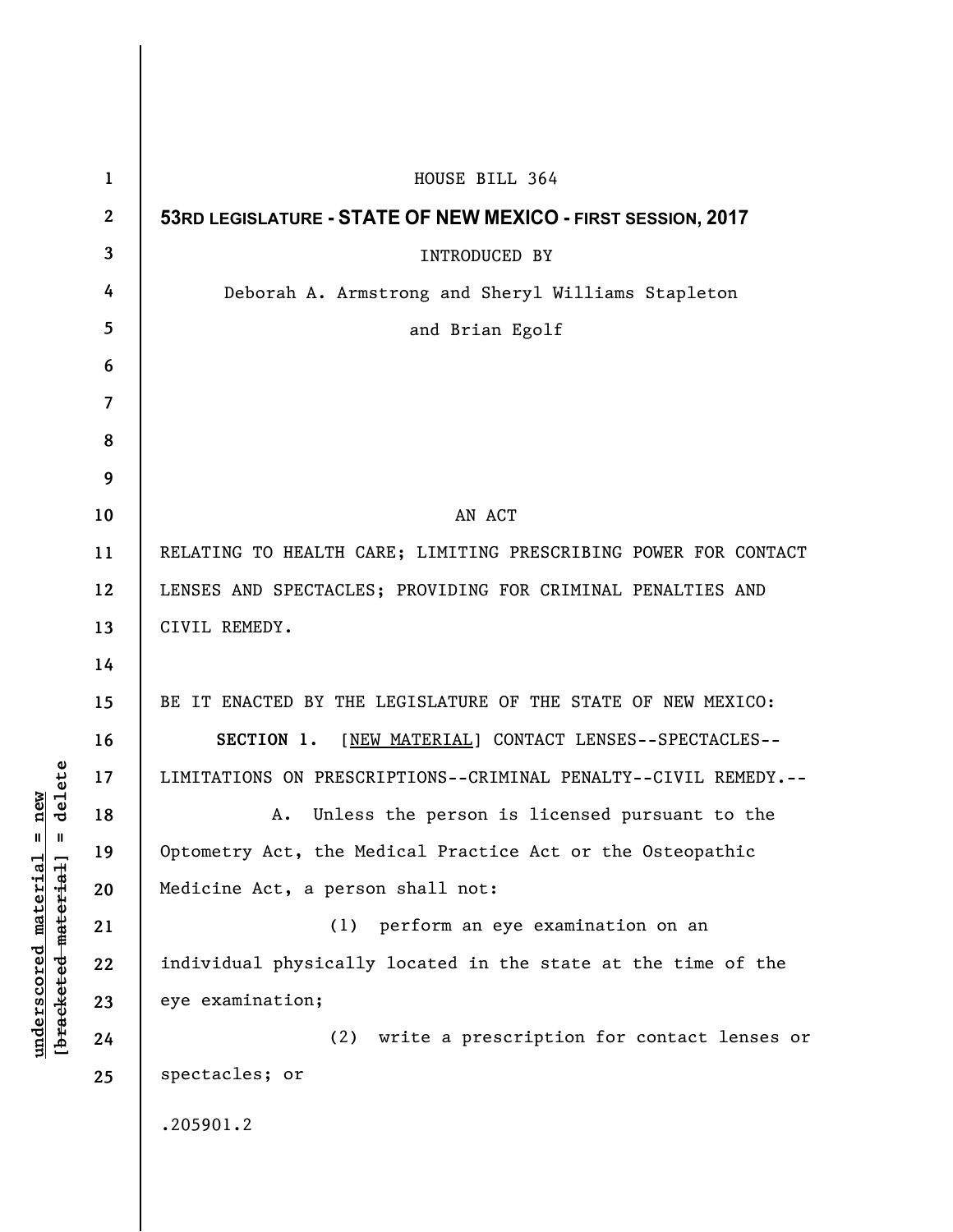HOUSE BILL 364

**53RD LEGISLATURE - STATE OF NEW MEXICO - FIRST SESSION, 2017**

INTRODUCED BY

Deborah A. Armstrong and Sheryl Williams Stapleton

and Brian Egolf

AN ACT

RELATING TO HEALTH CARE; LIMITING PRESCRIBING POWER FOR CONTACT LENSES AND SPECTACLES; PROVIDING FOR CRIMINAL PENALTIES AND CIVIL REMEDY.

BE IT ENACTED BY THE LEGISLATURE OF THE STATE OF NEW MEXICO:

**SECTION 1.** [NEW MATERIAL] CONTACT LENSES--SPECTACLES--LIMITATIONS ON PRESCRIPTIONS--CRIMINAL PENALTY--CIVIL REMEDY.--

A. Unless the person is licensed pursuant to the Optometry Act, the Medical Practice Act or the Osteopathic Medicine Act, a person shall not:

(1) perform an eye examination on an individual physically located in the state at the time of the eye examination;

(2) write a prescription for contact lenses or spectacles; or

.205901.2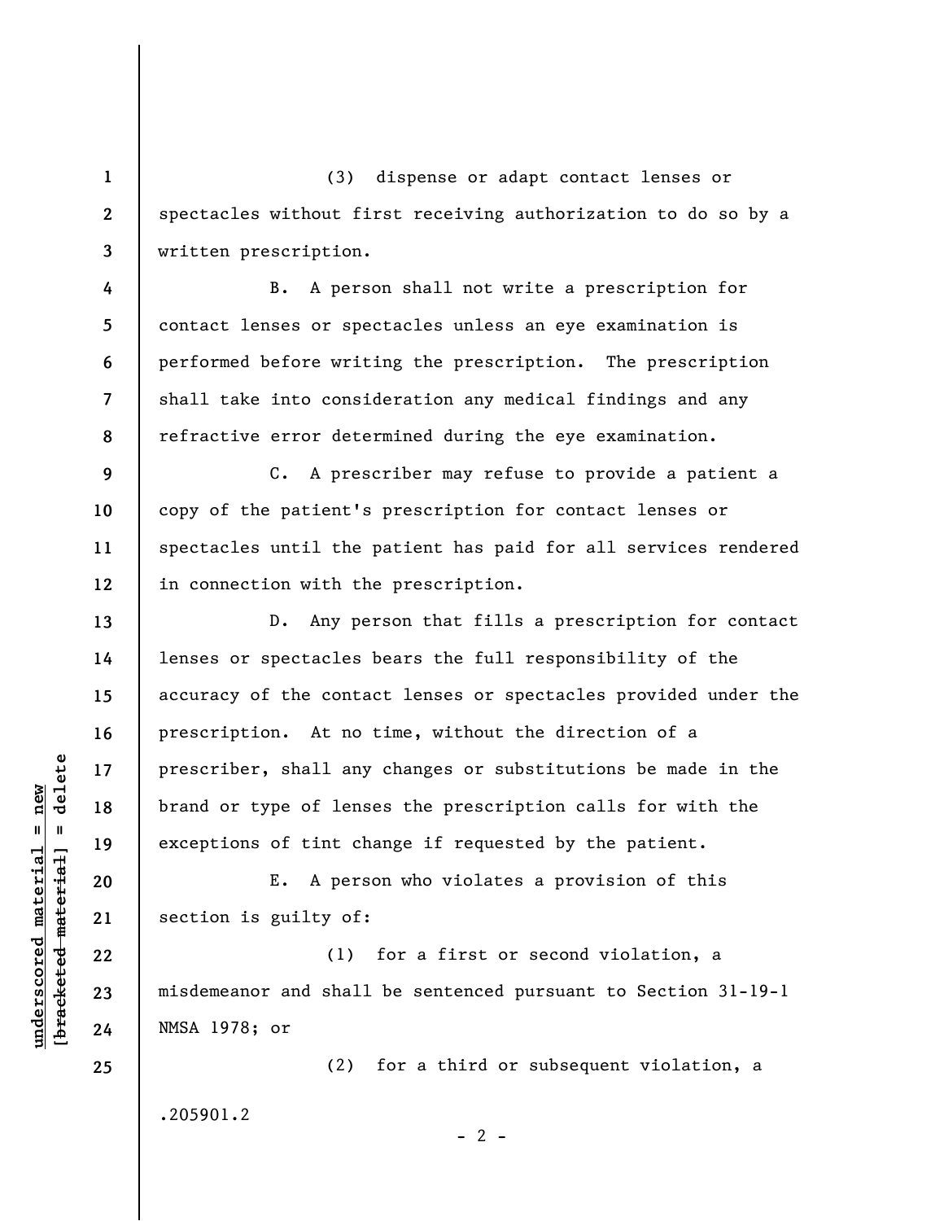(3) dispense or adapt contact lenses or spectacles without first receiving authorization to do so by a written prescription.

B. A person shall not write a prescription for contact lenses or spectacles unless an eye examination is performed before writing the prescription. The prescription shall take into consideration any medical findings and any refractive error determined during the eye examination.

C. A prescriber may refuse to provide a patient a copy of the patient's prescription for contact lenses or spectacles until the patient has paid for all services rendered in connection with the prescription.

D. Any person that fills a prescription for contact lenses or spectacles bears the full responsibility of the accuracy of the contact lenses or spectacles provided under the prescription. At no time, without the direction of a prescriber, shall any changes or substitutions be made in the brand or type of lenses the prescription calls for with the exceptions of tint change if requested by the patient.

E. A person who violates a provision of this section is guilty of:

(1) for a first or second violation, a misdemeanor and shall be sentenced pursuant to Section 31-19-1 NMSA 1978; or

(2) for a third or subsequent violation, a

.205901.2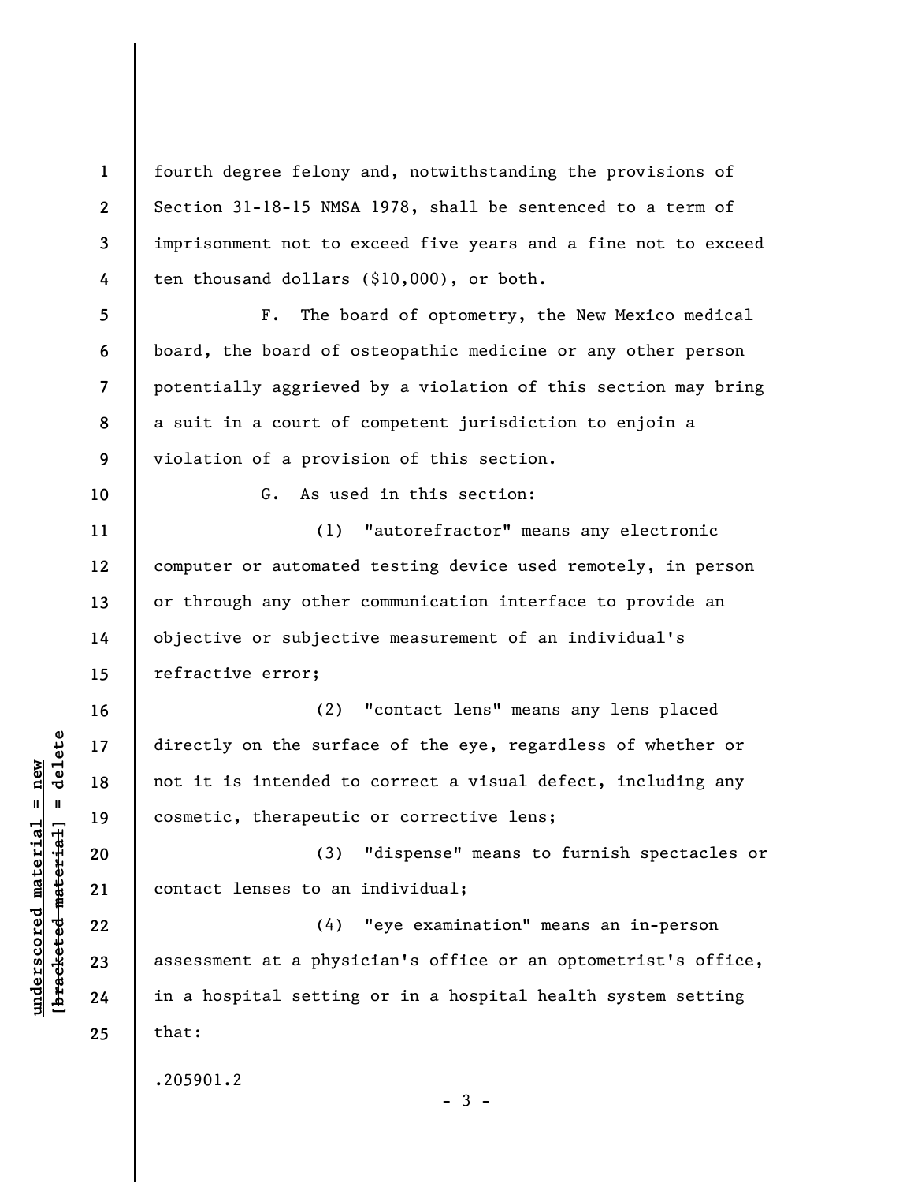fourth degree felony and, notwithstanding the provisions of Section 31-18-15 NMSA 1978, shall be sentenced to a term of imprisonment not to exceed five years and a fine not to exceed ten thousand dollars ($10,000), or both.

F. The board of optometry, the New Mexico medical board, the board of osteopathic medicine or any other person potentially aggrieved by a violation of this section may bring a suit in a court of competent jurisdiction to enjoin a violation of a provision of this section.

G. As used in this section:

(1) "autorefractor" means any electronic computer or automated testing device used remotely, in person or through any other communication interface to provide an objective or subjective measurement of an individual's refractive error;

(2) "contact lens" means any lens placed directly on the surface of the eye, regardless of whether or not it is intended to correct a visual defect, including any cosmetic, therapeutic or corrective lens;

(3) "dispense" means to furnish spectacles or contact lenses to an individual;

(4) "eye examination" means an in-person assessment at a physician's office or an optometrist's office, in a hospital setting or in a hospital health system setting that:

.205901.2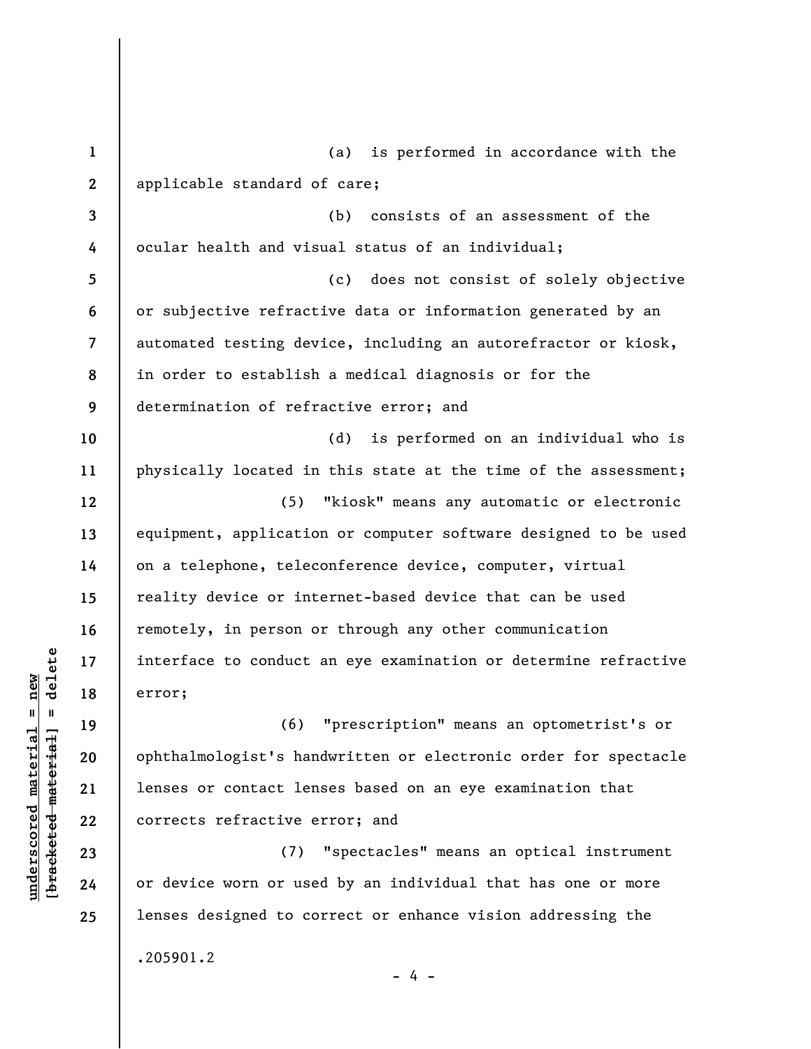(a) is performed in accordance with the applicable standard of care;

(b) consists of an assessment of the ocular health and visual status of an individual;

(c) does not consist of solely objective or subjective refractive data or information generated by an automated testing device, including an autorefractor or kiosk, in order to establish a medical diagnosis or for the determination of refractive error; and

(d) is performed on an individual who is physically located in this state at the time of the assessment;

(5) "kiosk" means any automatic or electronic equipment, application or computer software designed to be used on a telephone, teleconference device, computer, virtual reality device or internet-based device that can be used remotely, in person or through any other communication interface to conduct an eye examination or determine refractive error;

(6) "prescription" means an optometrist's or ophthalmologist's handwritten or electronic order for spectacle lenses or contact lenses based on an eye examination that corrects refractive error; and

(7) "spectacles" means an optical instrument or device worn or used by an individual that has one or more lenses designed to correct or enhance vision addressing the

.205901.2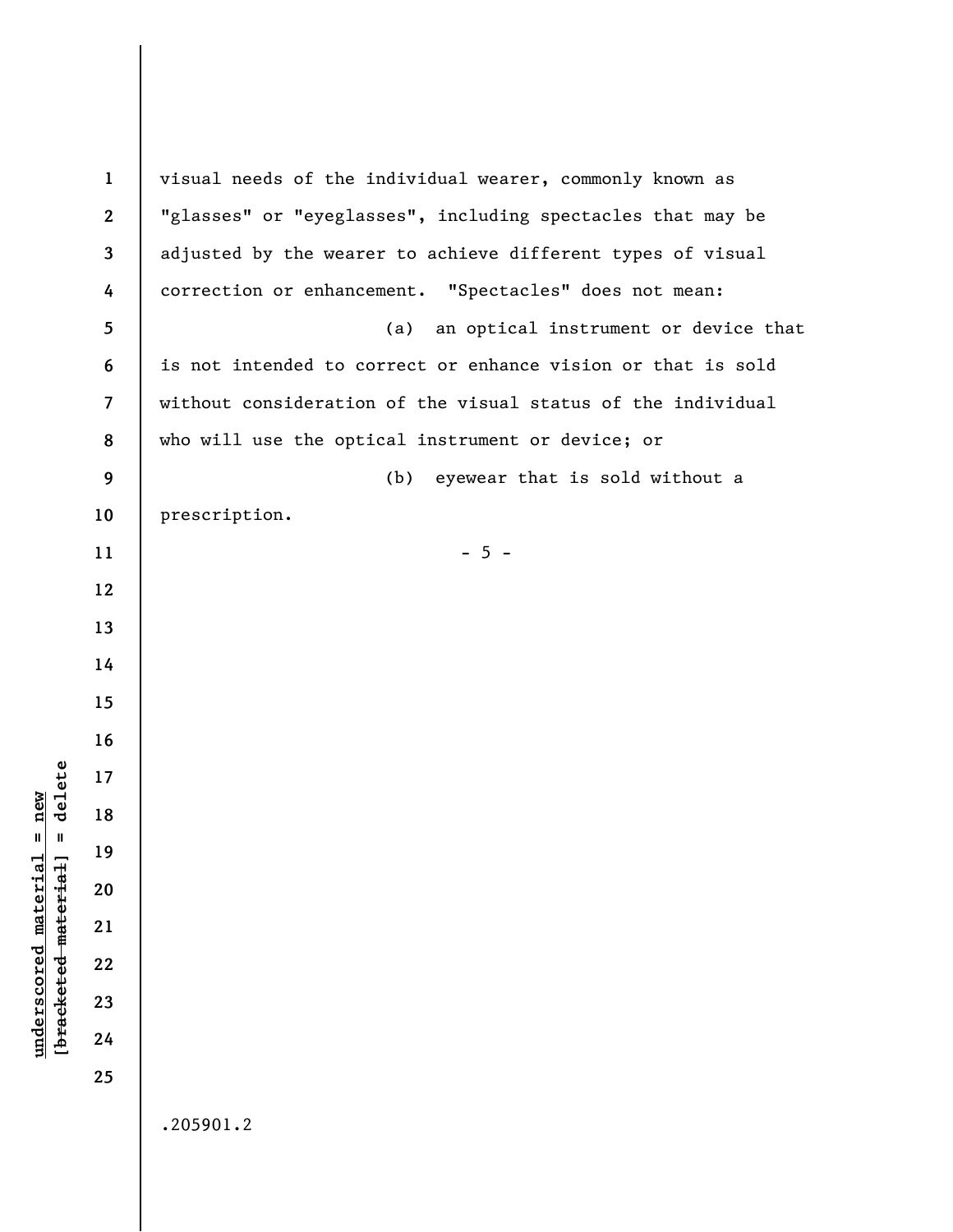visual needs of the individual wearer, commonly known as "glasses" or "eyeglasses", including spectacles that may be adjusted by the wearer to achieve different types of visual correction or enhancement. "Spectacles" does not mean:

(a) an optical instrument or device that is not intended to correct or enhance vision or that is sold without consideration of the visual status of the individual who will use the optical instrument or device; or

(b) eyewear that is sold without a prescription.